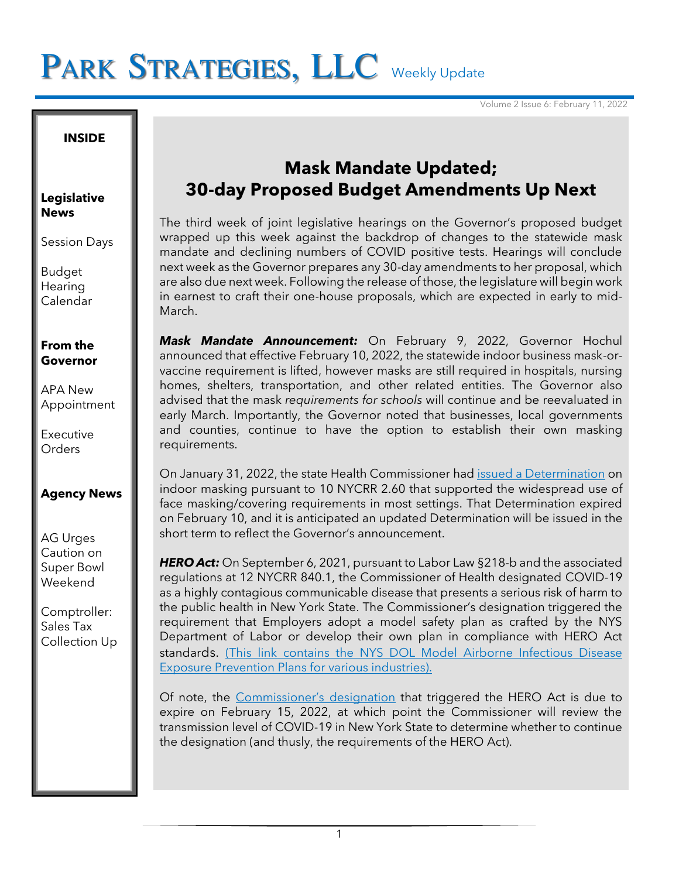# PARK STRATEGIES, LLC Weekly Update

Volume 2 Issue 6: February 11, 2022

**INSIDE**

**Legislative News**

Session Days

Budget Hearing Calendar

**From the Governor**

APA New Appointment

Executive Orders

**Agency News**

AG Urges Caution on Super Bowl Weekend

Comptroller: Sales Tax Collection Up

## Mask Mandate Updated; 30-day Proposed Budget Amendments Up Next

The third week of joint legislative hearings on the Governor's proposed budget wrapped up this week against the backdrop of changes to the statewide mask mandate and declining numbers of COVID positive tests. Hearings will conclude next week as the Governor prepares any 30-day amendments to her proposal, which are also due next week. Following the release of those, the legislature will begin work in earnest to craft their one-house proposals, which are expected in early to mid-March.

***Mask Mandate Announcement:*** On February 9, 2022, Governor Hochul announced that effective February 10, 2022, the statewide indoor business mask-or-vaccine requirement is lifted, however masks are still required in hospitals, nursing homes, shelters, transportation, and other related entities. The Governor also advised that the mask *requirements for schools* will continue and be reevaluated in early March. Importantly, the Governor noted that businesses, local governments and counties, continue to have the option to establish their own masking requirements.

On January 31, 2022, the state Health Commissioner had issued a Determination on indoor masking pursuant to 10 NYCRR 2.60 that supported the widespread use of face masking/covering requirements in most settings. That Determination expired on February 10, and it is anticipated an updated Determination will be issued in the short term to reflect the Governor's announcement.

***HERO Act:*** On September 6, 2021, pursuant to Labor Law §218-b and the associated regulations at 12 NYCRR 840.1, the Commissioner of Health designated COVID-19 as a highly contagious communicable disease that presents a serious risk of harm to the public health in New York State. The Commissioner's designation triggered the requirement that Employers adopt a model safety plan as crafted by the NYS Department of Labor or develop their own plan in compliance with HERO Act standards. (This link contains the NYS DOL Model Airborne Infectious Disease Exposure Prevention Plans for various industries).

Of note, the Commissioner's designation that triggered the HERO Act is due to expire on February 15, 2022, at which point the Commissioner will review the transmission level of COVID-19 in New York State to determine whether to continue the designation (and thusly, the requirements of the HERO Act).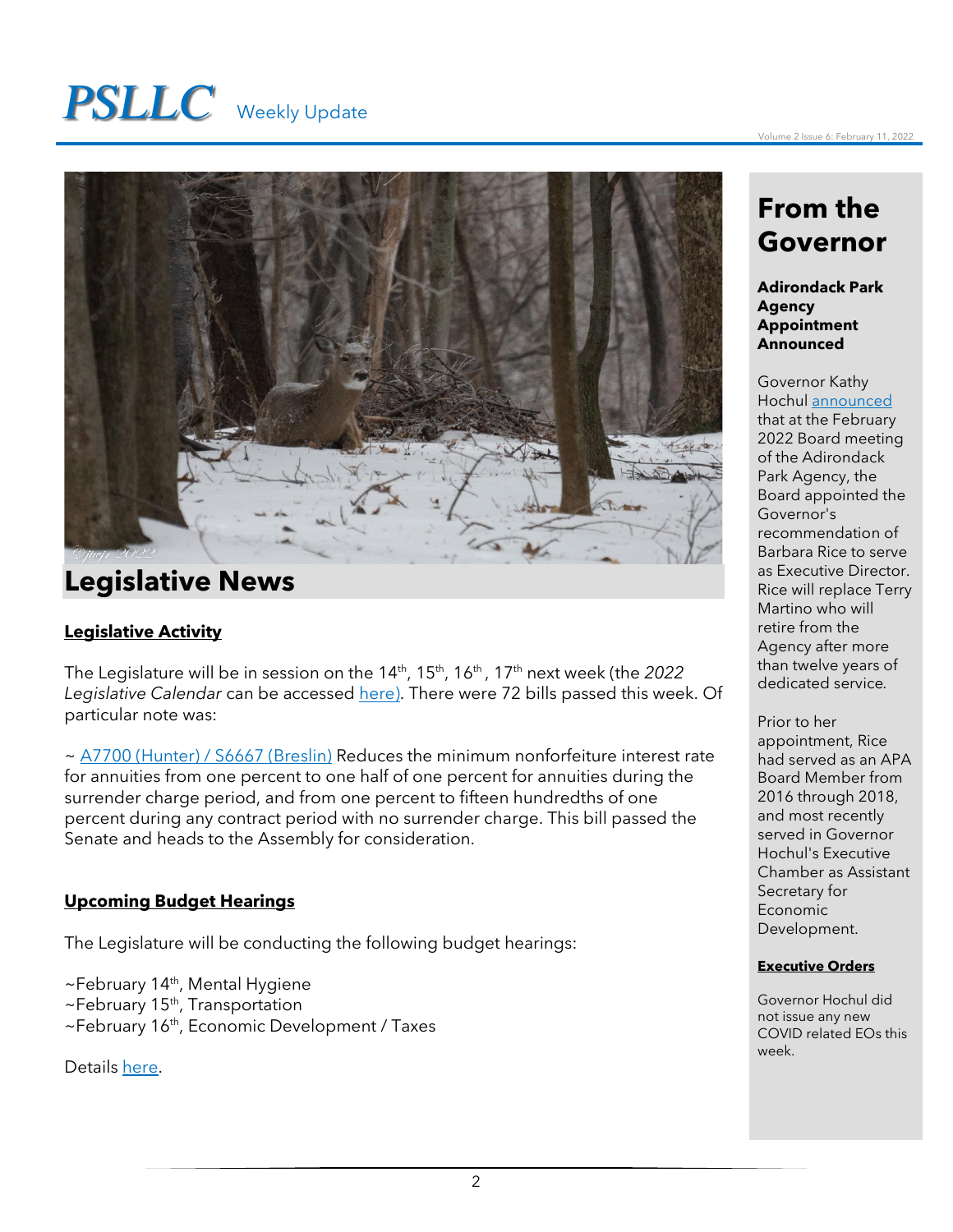# Legislative News

## Legislative Activity

The Legislature will be in session on the 14th, 15th, 16th, 17th next week (the *2022 Legislative Calendar* can be accessed here). There were 72 bills passed this week. Of particular note was:

~ A7700 (Hunter) / S6667 (Breslin) Reduces the minimum nonforfeiture interest rate for annuities from one percent to one half of one percent for annuities during the surrender charge period, and from one percent to fifteen hundredths of one percent during any contract period with no surrender charge. This bill passed the Senate and heads to the Assembly for consideration.

## Upcoming Budget Hearings

The Legislature will be conducting the following budget hearings:

~February 14th, Mental Hygiene
~February 15th, Transportation
~February 16th, Economic Development / Taxes

Details here.

# From the Governor

### Adirondack Park Agency Appointment Announced

Governor Kathy Hochul announced that at the February 2022 Board meeting of the Adirondack Park Agency, the Board appointed the Governor's recommendation of Barbara Rice to serve as Executive Director. Rice will replace Terry Martino who will retire from the Agency after more than twelve years of dedicated service.

Prior to her appointment, Rice had served as an APA Board Member from 2016 through 2018, and most recently served in Governor Hochul's Executive Chamber as Assistant Secretary for Economic Development.

## Executive Orders

Governor Hochul did not issue any new COVID related EOs this week.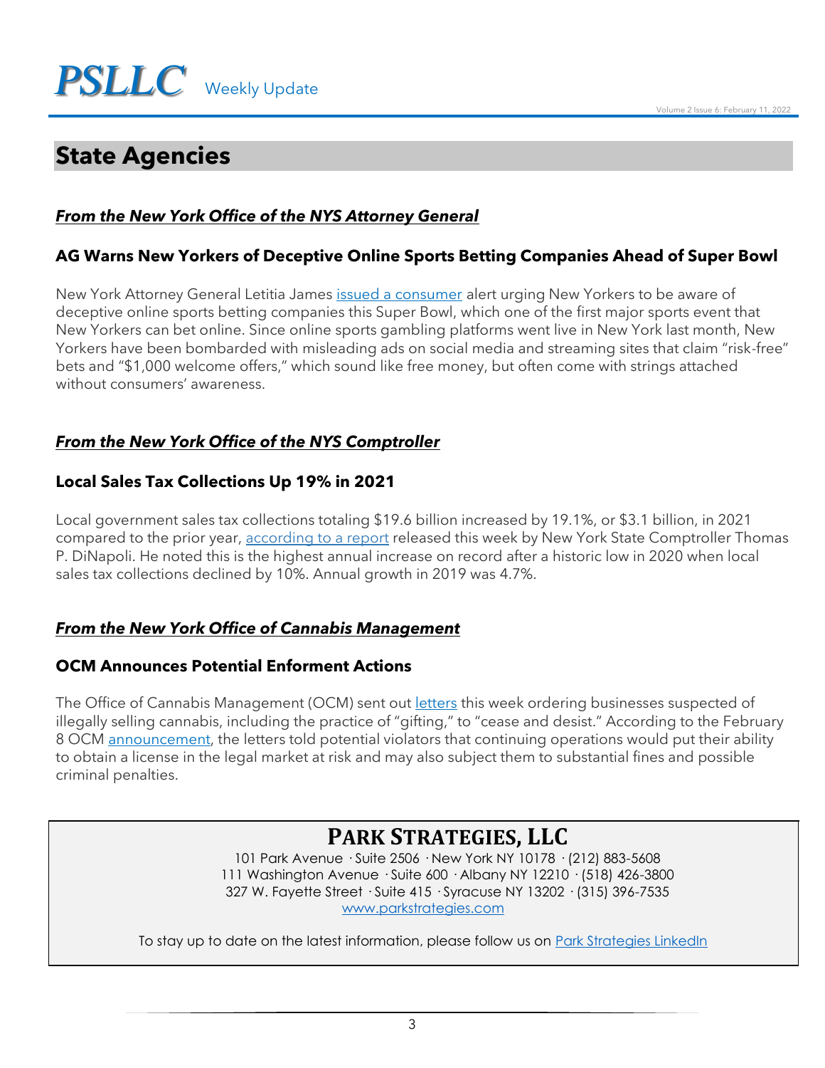# State Agencies

### *From the New York Office of the NYS Attorney General*

### AG Warns New Yorkers of Deceptive Online Sports Betting Companies Ahead of Super Bowl

New York Attorney General Letitia James issued a consumer alert urging New Yorkers to be aware of deceptive online sports betting companies this Super Bowl, which one of the first major sports event that New Yorkers can bet online. Since online sports gambling platforms went live in New York last month, New Yorkers have been bombarded with misleading ads on social media and streaming sites that claim "risk-free" bets and "$1,000 welcome offers," which sound like free money, but often come with strings attached without consumers' awareness.

### *From the New York Office of the NYS Comptroller*

### Local Sales Tax Collections Up 19% in 2021

Local government sales tax collections totaling $19.6 billion increased by 19.1%, or $3.1 billion, in 2021 compared to the prior year, according to a report released this week by New York State Comptroller Thomas P. DiNapoli. He noted this is the highest annual increase on record after a historic low in 2020 when local sales tax collections declined by 10%. Annual growth in 2019 was 4.7%.

### *From the New York Office of Cannabis Management*

### OCM Announces Potential Enforment Actions

The Office of Cannabis Management (OCM) sent out letters this week ordering businesses suspected of illegally selling cannabis, including the practice of "gifting," to "cease and desist." According to the February 8 OCM announcement, the letters told potential violators that continuing operations would put their ability to obtain a license in the legal market at risk and may also subject them to substantial fines and possible criminal penalties.

---

**PARK STRATEGIES, LLC**

101 Park Avenue · Suite 2506 · New York NY 10178 · (212) 883-5608
111 Washington Avenue · Suite 600 · Albany NY 12210 · (518) 426-3800
327 W. Fayette Street · Suite 415 · Syracuse NY 13202 · (315) 396-7535
www.parkstrategies.com

To stay up to date on the latest information, please follow us on Park Strategies LinkedIn